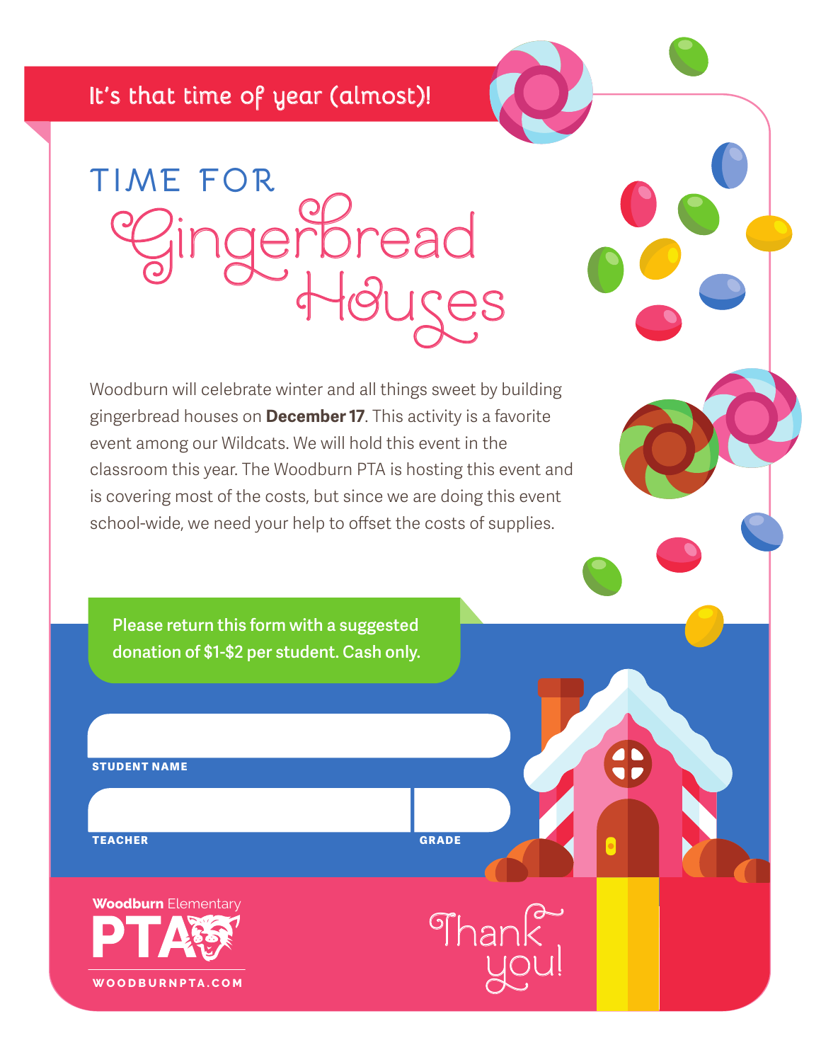It's that time of year (almost)!

# TIME FOR Gingerbread Houses

Woodburn will celebrate winter and all things sweet by building gingerbread houses on **December 17**. This activity is a favorite event among our Wildcats. We will hold this event in the classroom this year. The Woodburn PTA is hosting this event and is covering most of the costs, but since we are doing this event school-wide, we need your help to offset the costs of supplies.

**Please return this form with a suggested donation of $1-$2 per student. Cash only.**

STUDENT NAME

TEACHER

GRADE

**Woodburn** Elementary PTA

WOODBURNPTA.COM

Thank you!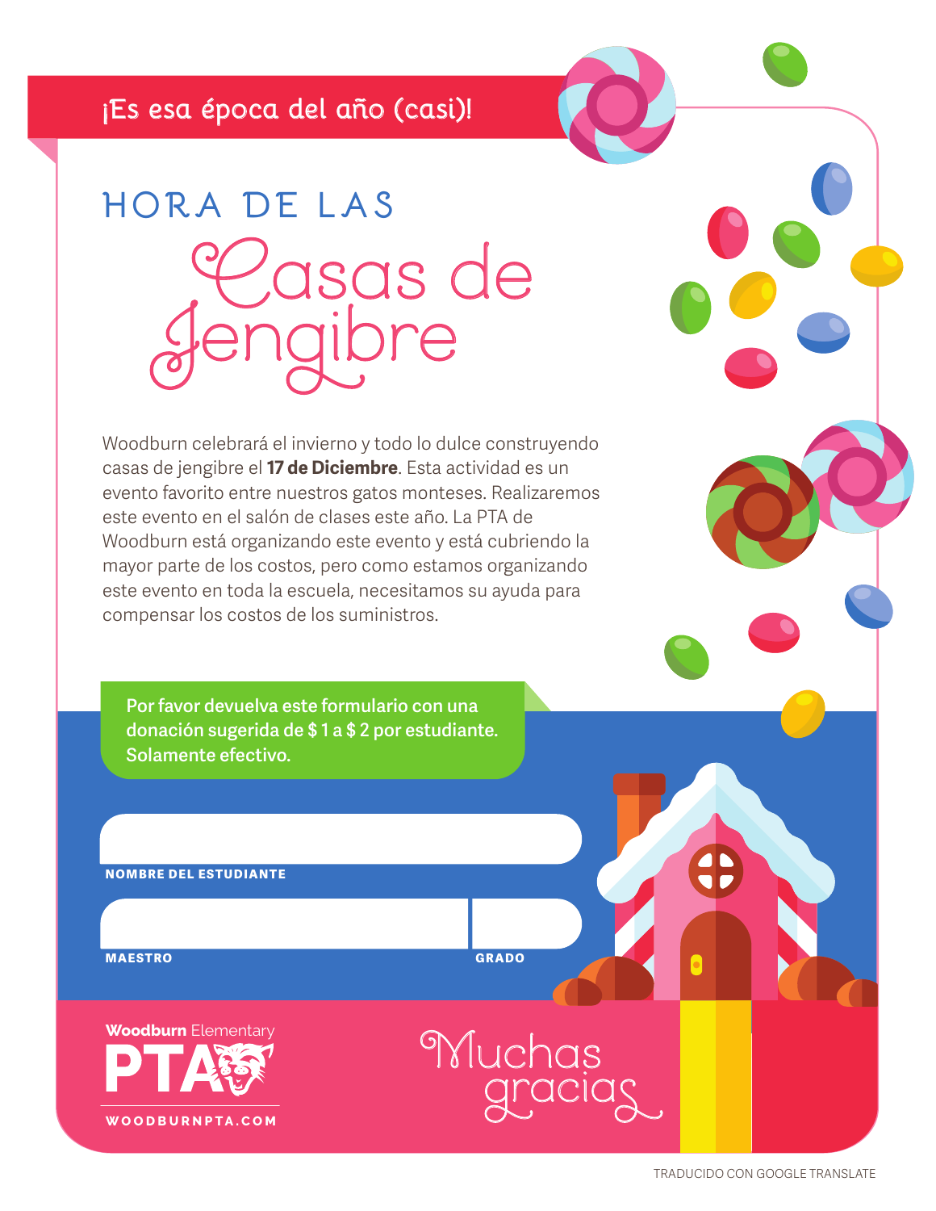¡Es esa época del año (casi)!

# HORA DE LAS Casas de Jengibre

Woodburn celebrará el invierno y todo lo dulce construyendo casas de jengibre el **17 de Diciembre**. Esta actividad es un evento favorito entre nuestros gatos monteses. Realizaremos este evento en el salón de clases este año. La PTA de Woodburn está organizando este evento y está cubriendo la mayor parte de los costos, pero como estamos organizando este evento en toda la escuela, necesitamos su ayuda para compensar los costos de los suministros.

**Por favor devuelva este formulario con una donación sugerida de $ 1 a $ 2 por estudiante. Solamente efectivo.**

NOMBRE DEL ESTUDIANTE

MAESTRO

GRADO

**Woodburn** Elementary PTA

WOODBURNPTA.COM

Muchas gracias

TRADUCIDO CON GOOGLE TRANSLATE